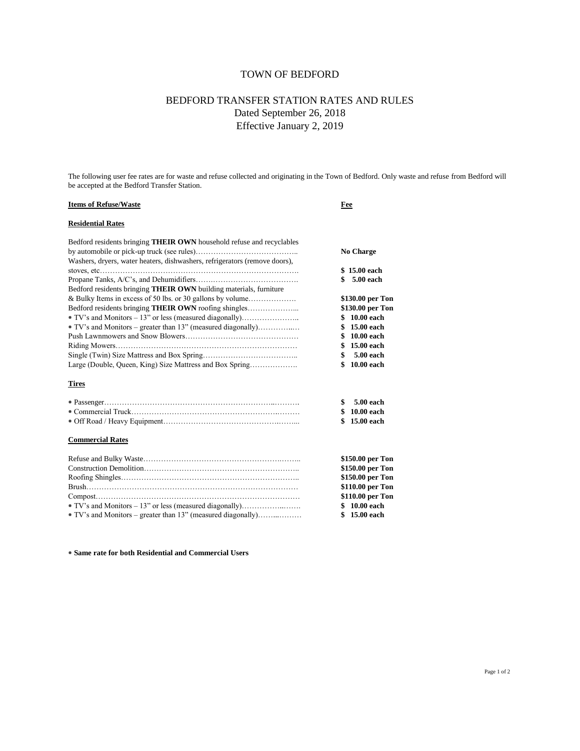# TOWN OF BEDFORD

## BEDFORD TRANSFER STATION RATES AND RULES

Dated September 26, 2018
Effective January 2, 2019

The following user fee rates are for waste and refuse collected and originating in the Town of Bedford. Only waste and refuse from Bedford will be accepted at the Bedford Transfer Station.

| **Items of Refuse/Waste** | **Fee** |
|---|---|
| **Residential Rates** | |
| Bedford residents bringing **THEIR OWN** household refuse and recyclables by automobile or pick-up truck (see rules) | **No Charge** |
| Washers, dryers, water heaters, dishwashers, refrigerators (remove doors), stoves, etc | **$ 15.00 each** |
| Propane Tanks, A/C's, and Dehumidifiers | **$ 5.00 each** |
| Bedford residents bringing **THEIR OWN** building materials, furniture & Bulky Items in excess of 50 lbs. or 30 gallons by volume | **$130.00 per Ton** |
| Bedford residents bringing **THEIR OWN** roofing shingles | **$130.00 per Ton** |
| * TV's and Monitors – 13" or less (measured diagonally) | **$ 10.00 each** |
| * TV's and Monitors – greater than 13" (measured diagonally) | **$ 15.00 each** |
| Push Lawnmowers and Snow Blowers | **$ 10.00 each** |
| Riding Mowers | **$ 15.00 each** |
| Single (Twin) Size Mattress and Box Spring | **$ 5.00 each** |
| Large (Double, Queen, King) Size Mattress and Box Spring | **$ 10.00 each** |
| **Tires** | |
| * Passenger | **$ 5.00 each** |
| * Commercial Truck | **$ 10.00 each** |
| * Off Road / Heavy Equipment | **$ 15.00 each** |
| **Commercial Rates** | |
| Refuse and Bulky Waste | **$150.00 per Ton** |
| Construction Demolition | **$150.00 per Ton** |
| Roofing Shingles | **$150.00 per Ton** |
| Brush | **$110.00 per Ton** |
| Compost | **$110.00 per Ton** |
| * TV's and Monitors – 13" or less (measured diagonally) | **$ 10.00 each** |
| * TV's and Monitors – greater than 13" (measured diagonally) | **$ 15.00 each** |

**\* Same rate for both Residential and Commercial Users**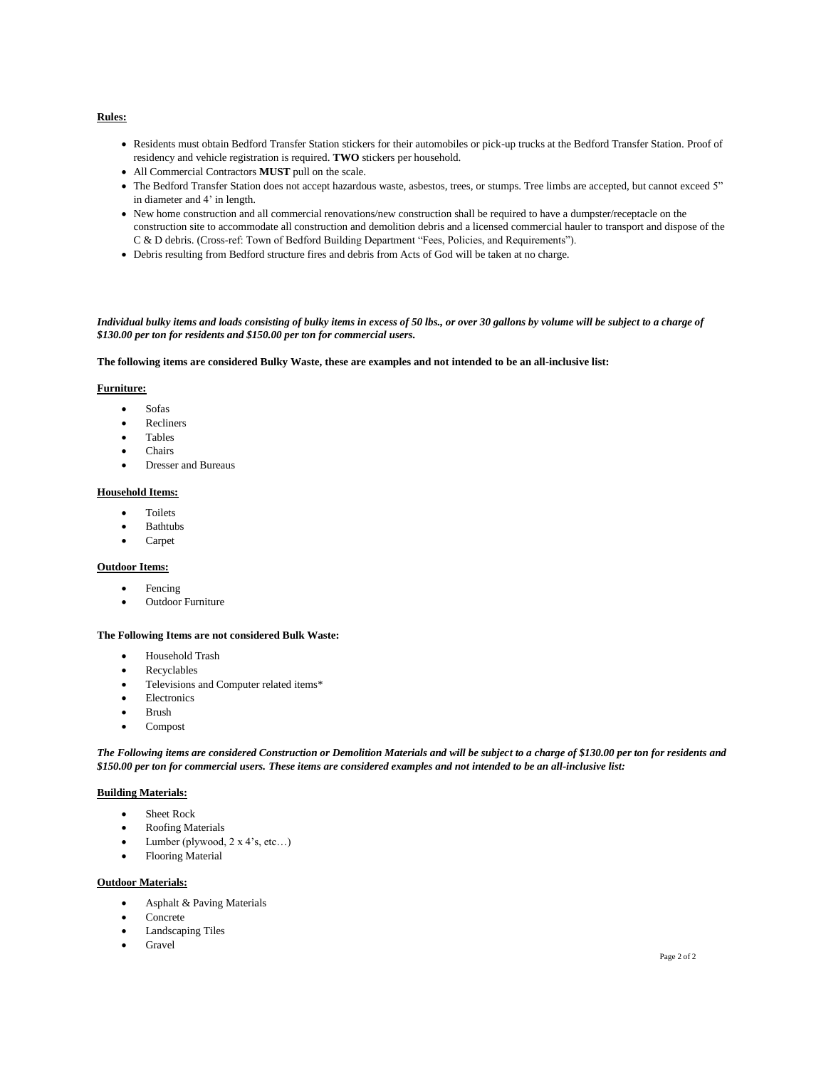**Rules:**

- Residents must obtain Bedford Transfer Station stickers for their automobiles or pick-up trucks at the Bedford Transfer Station. Proof of residency and vehicle registration is required. **TWO** stickers per household.
- All Commercial Contractors **MUST** pull on the scale.
- The Bedford Transfer Station does not accept hazardous waste, asbestos, trees, or stumps. Tree limbs are accepted, but cannot exceed 5" in diameter and 4' in length.
- New home construction and all commercial renovations/new construction shall be required to have a dumpster/receptacle on the construction site to accommodate all construction and demolition debris and a licensed commercial hauler to transport and dispose of the C & D debris. (Cross-ref: Town of Bedford Building Department "Fees, Policies, and Requirements").
- Debris resulting from Bedford structure fires and debris from Acts of God will be taken at no charge.

***Individual bulky items and loads consisting of bulky items in excess of 50 lbs., or over 30 gallons by volume will be subject to a charge of $130.00 per ton for residents and $150.00 per ton for commercial users.***

**The following items are considered Bulky Waste, these are examples and not intended to be an all-inclusive list:**

**Furniture:**

- Sofas
- Recliners
- Tables
- Chairs
- Dresser and Bureaus

**Household Items:**

- Toilets
- Bathtubs
- Carpet

**Outdoor Items:**

- Fencing
- Outdoor Furniture

**The Following Items are not considered Bulk Waste:**

- Household Trash
- Recyclables
- Televisions and Computer related items*
- Electronics
- Brush
- Compost

***The Following items are considered Construction or Demolition Materials and will be subject to a charge of $130.00 per ton for residents and $150.00 per ton for commercial users. These items are considered examples and not intended to be an all-inclusive list:***

**Building Materials:**

- Sheet Rock
- Roofing Materials
- Lumber (plywood, 2 x 4's, etc…)
- Flooring Material

**Outdoor Materials:**

- Asphalt & Paving Materials
- Concrete
- Landscaping Tiles
- Gravel